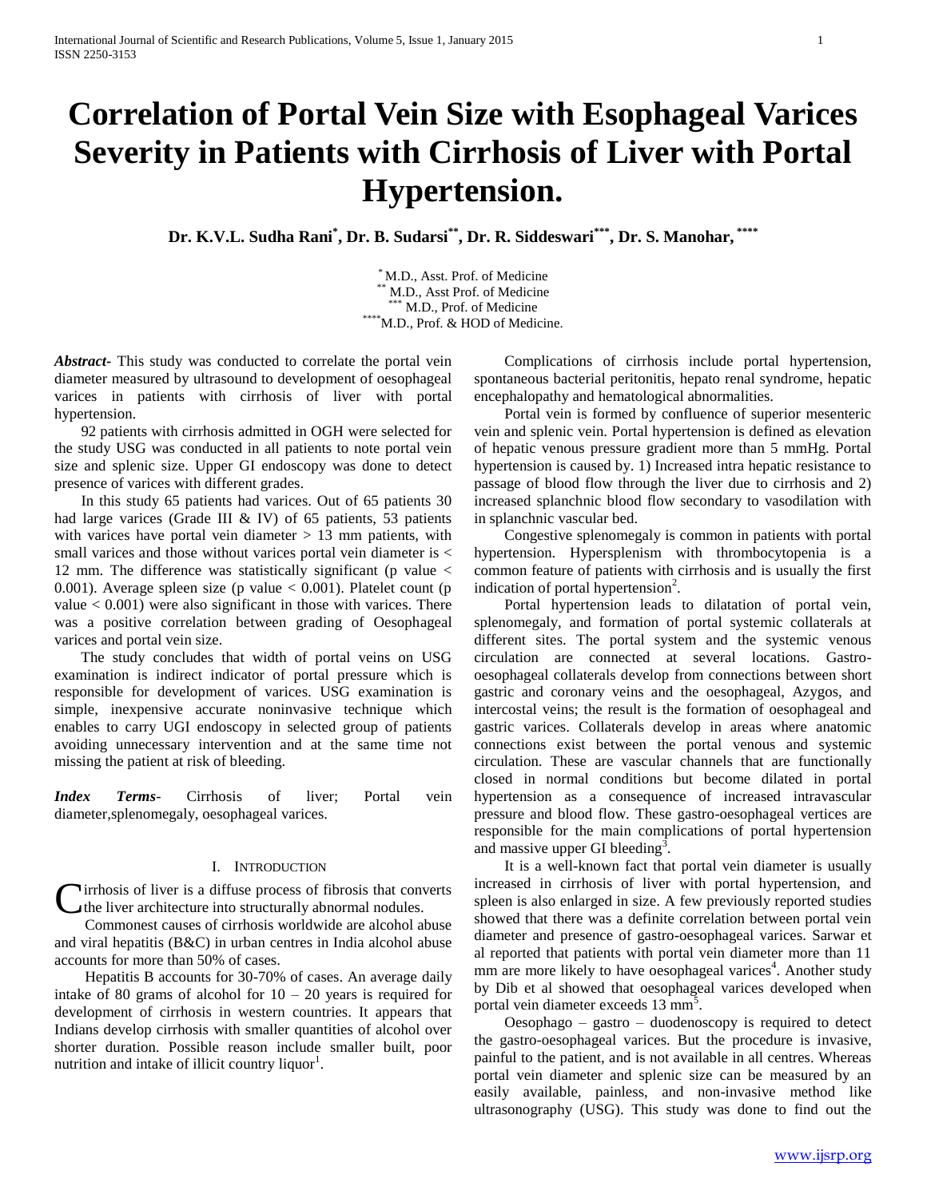# Correlation of Portal Vein Size with Esophageal Varices Severity in Patients with Cirrhosis of Liver with Portal Hypertension.

**Dr. K.V.L. Sudha Rani[*], Dr. B. Sudarsi[**], Dr. R. Siddeswari[***], Dr. S. Manohar, [****]**

[*] M.D., Asst. Prof. of Medicine
[**] M.D., Asst Prof. of Medicine
[***] M.D., Prof. of Medicine
[****] M.D., Prof. & HOD of Medicine.

***Abstract-*** This study was conducted to correlate the portal vein diameter measured by ultrasound to development of oesophageal varices in patients with cirrhosis of liver with portal hypertension.

92 patients with cirrhosis admitted in OGH were selected for the study USG was conducted in all patients to note portal vein size and splenic size. Upper GI endoscopy was done to detect presence of varices with different grades.

In this study 65 patients had varices. Out of 65 patients 30 had large varices (Grade III & IV) of 65 patients, 53 patients with varices have portal vein diameter > 13 mm patients, with small varices and those without varices portal vein diameter is < 12 mm. The difference was statistically significant (p value < 0.001). Average spleen size (p value < 0.001). Platelet count (p value < 0.001) were also significant in those with varices. There was a positive correlation between grading of Oesophageal varices and portal vein size.

The study concludes that width of portal veins on USG examination is indirect indicator of portal pressure which is responsible for development of varices. USG examination is simple, inexpensive accurate noninvasive technique which enables to carry UGI endoscopy in selected group of patients avoiding unnecessary intervention and at the same time not missing the patient at risk of bleeding.

***Index Terms-*** Cirrhosis of liver; Portal vein diameter,splenomegaly, oesophageal varices.

## I. Introduction

Cirrhosis of liver is a diffuse process of fibrosis that converts the liver architecture into structurally abnormal nodules.

Commonest causes of cirrhosis worldwide are alcohol abuse and viral hepatitis (B&C) in urban centres in India alcohol abuse accounts for more than 50% of cases.

Hepatitis B accounts for 30-70% of cases. An average daily intake of 80 grams of alcohol for 10 – 20 years is required for development of cirrhosis in western countries. It appears that Indians develop cirrhosis with smaller quantities of alcohol over shorter duration. Possible reason include smaller built, poor nutrition and intake of illicit country liquor[1].

Complications of cirrhosis include portal hypertension, spontaneous bacterial peritonitis, hepato renal syndrome, hepatic encephalopathy and hematological abnormalities.

Portal vein is formed by confluence of superior mesenteric vein and splenic vein. Portal hypertension is defined as elevation of hepatic venous pressure gradient more than 5 mmHg. Portal hypertension is caused by. 1) Increased intra hepatic resistance to passage of blood flow through the liver due to cirrhosis and 2) increased splanchnic blood flow secondary to vasodilation with in splanchnic vascular bed.

Congestive splenomegaly is common in patients with portal hypertension. Hypersplenism with thrombocytopenia is a common feature of patients with cirrhosis and is usually the first indication of portal hypertension[2].

Portal hypertension leads to dilatation of portal vein, splenomegaly, and formation of portal systemic collaterals at different sites. The portal system and the systemic venous circulation are connected at several locations. Gastro-oesophageal collaterals develop from connections between short gastric and coronary veins and the oesophageal, Azygos, and intercostal veins; the result is the formation of oesophageal and gastric varices. Collaterals develop in areas where anatomic connections exist between the portal venous and systemic circulation. These are vascular channels that are functionally closed in normal conditions but become dilated in portal hypertension as a consequence of increased intravascular pressure and blood flow. These gastro-oesophageal vertices are responsible for the main complications of portal hypertension and massive upper GI bleeding[3].

It is a well-known fact that portal vein diameter is usually increased in cirrhosis of liver with portal hypertension, and spleen is also enlarged in size. A few previously reported studies showed that there was a definite correlation between portal vein diameter and presence of gastro-oesophageal varices. Sarwar et al reported that patients with portal vein diameter more than 11 mm are more likely to have oesophageal varices[4]. Another study by Dib et al showed that oesophageal varices developed when portal vein diameter exceeds 13 mm[5].

Oesophago – gastro – duodenoscopy is required to detect the gastro-oesophageal varices. But the procedure is invasive, painful to the patient, and is not available in all centres. Whereas portal vein diameter and splenic size can be measured by an easily available, painless, and non-invasive method like ultrasonography (USG). This study was done to find out the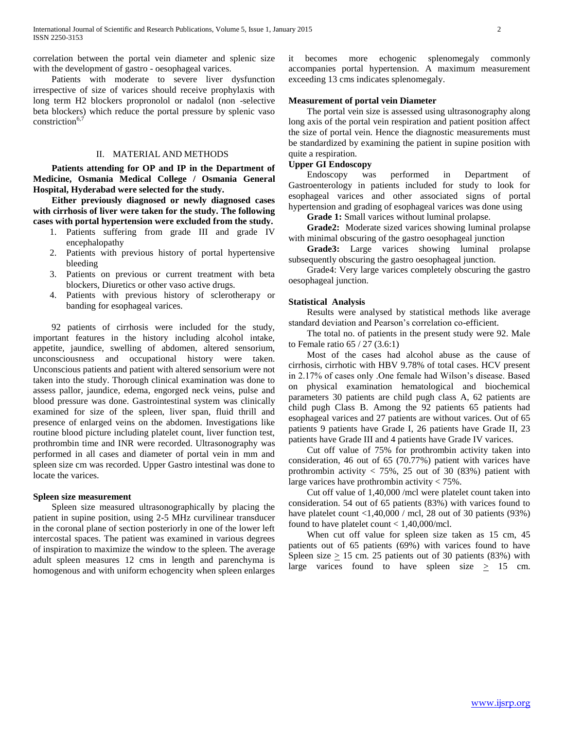correlation between the portal vein diameter and splenic size with the development of gastro - oesophageal varices.

Patients with moderate to severe liver dysfunction irrespective of size of varices should receive prophylaxis with long term H2 blockers propronolol or nadalol (non -selective beta blockers) which reduce the portal pressure by splenic vaso constriction[6,7]

## II. MATERIAL AND METHODS

**Patients attending for OP and IP in the Department of Medicine, Osmania Medical College / Osmania General Hospital, Hyderabad were selected for the study.**

**Either previously diagnosed or newly diagnosed cases with cirrhosis of liver were taken for the study. The following cases with portal hypertension were excluded from the study.**

1. Patients suffering from grade III and grade IV encephalopathy
2. Patients with previous history of portal hypertensive bleeding
3. Patients on previous or current treatment with beta blockers, Diuretics or other vaso active drugs.
4. Patients with previous history of sclerotherapy or banding for esophageal varices.

92 patients of cirrhosis were included for the study, important features in the history including alcohol intake, appetite, jaundice, swelling of abdomen, altered sensorium, unconsciousness and occupational history were taken. Unconscious patients and patient with altered sensorium were not taken into the study. Thorough clinical examination was done to assess pallor, jaundice, edema, engorged neck veins, pulse and blood pressure was done. Gastrointestinal system was clinically examined for size of the spleen, liver span, fluid thrill and presence of enlarged veins on the abdomen. Investigations like routine blood picture including platelet count, liver function test, prothrombin time and INR were recorded. Ultrasonography was performed in all cases and diameter of portal vein in mm and spleen size cm was recorded. Upper Gastro intestinal was done to locate the varices.

### Spleen size measurement

Spleen size measured ultrasonographically by placing the patient in supine position, using 2-5 MHz curvilinear transducer in the coronal plane of section posteriorly in one of the lower left intercostal spaces. The patient was examined in various degrees of inspiration to maximize the window to the spleen. The average adult spleen measures 12 cms in length and parenchyma is homogenous and with uniform echogencity when spleen enlarges it becomes more echogenic splenomegaly commonly accompanies portal hypertension. A maximum measurement exceeding 13 cms indicates splenomegaly.

### Measurement of portal vein Diameter

The portal vein size is assessed using ultrasonography along long axis of the portal vein respiration and patient position affect the size of portal vein. Hence the diagnostic measurements must be standardized by examining the patient in supine position with quite a respiration.

### Upper GI Endoscopy

Endoscopy was performed in Department of Gastroenterology in patients included for study to look for esophageal varices and other associated signs of portal hypertension and grading of esophageal varices was done using

**Grade 1:** Small varices without luminal prolapse.

**Grade2:** Moderate sized varices showing luminal prolapse with minimal obscuring of the gastro oesophageal junction

**Grade3:** Large varices showing luminal prolapse subsequently obscuring the gastro oesophageal junction.

Grade4: Very large varices completely obscuring the gastro oesophageal junction.

### Statistical Analysis

Results were analysed by statistical methods like average standard deviation and Pearson's correlation co-efficient.

The total no. of patients in the present study were 92. Male to Female ratio 65 / 27 (3.6:1)

Most of the cases had alcohol abuse as the cause of cirrhosis, cirrhotic with HBV 9.78% of total cases. HCV present in 2.17% of cases only .One female had Wilson's disease. Based on physical examination hematological and biochemical parameters 30 patients are child pugh class A, 62 patients are child pugh Class B. Among the 92 patients 65 patients had esophageal varices and 27 patients are without varices. Out of 65 patients 9 patients have Grade I, 26 patients have Grade II, 23 patients have Grade III and 4 patients have Grade IV varices.

Cut off value of 75% for prothrombin activity taken into consideration, 46 out of 65 (70.77%) patient with varices have prothrombin activity < 75%, 25 out of 30 (83%) patient with large varices have prothrombin activity < 75%.

Cut off value of 1,40,000 /mcl were platelet count taken into consideration. 54 out of 65 patients (83%) with varices found to have platelet count <1,40,000 / mcl, 28 out of 30 patients (93%) found to have platelet count < 1,40,000/mcl.

When cut off value for spleen size taken as 15 cm, 45 patients out of 65 patients (69%) with varices found to have Spleen size $\geq$ 15 cm. 25 patients out of 30 patients (83%) with large varices found to have spleen size $\geq$ 15 cm.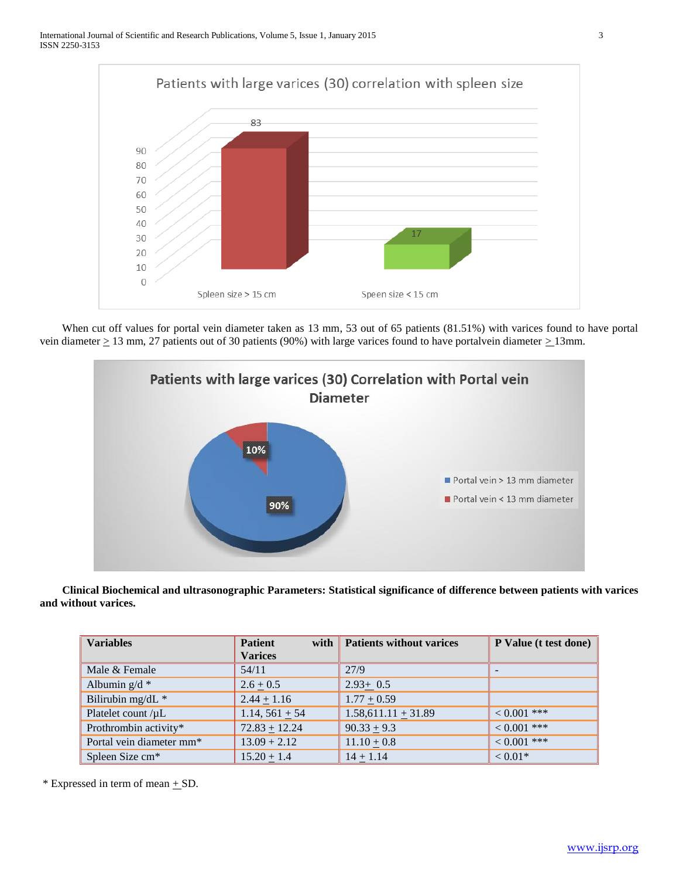When cut off values for portal vein diameter taken as 13 mm, 53 out of 65 patients (81.51%) with varices found to have portal vein diameter ≥ 13 mm, 27 patients out of 30 patients (90%) with large varices found to have portalvein diameter ≥ 13mm.

**Clinical Biochemical and ultrasonographic Parameters: Statistical significance of difference between patients with varices and without varices.**

| Variables | Patient with Varices | Patients without varices | P Value (t test done) |
|---|---|---|---|
| Male & Female | 54/11 | 27/9 | - |
| Albumin g/d * | 2.6 ± 0.5 | 2.93± 0.5 | |
| Bilirubin mg/dL * | 2.44 ± 1.16 | 1.77 ± 0.59 | |
| Platelet count /µL | 1.14, 561 ± 54 | 1.58,611.11 ± 31.89 | < 0.001 *** |
| Prothrombin activity* | 72.83 ± 12.24 | 90.33 ± 9.3 | < 0.001 *** |
| Portal vein diameter mm* | 13.09 + 2.12 | 11.10 ± 0.8 | < 0.001 *** |
| Spleen Size cm* | 15.20 ± 1.4 | 14 ± 1.14 | < 0.01* |

\* Expressed in term of mean ± SD.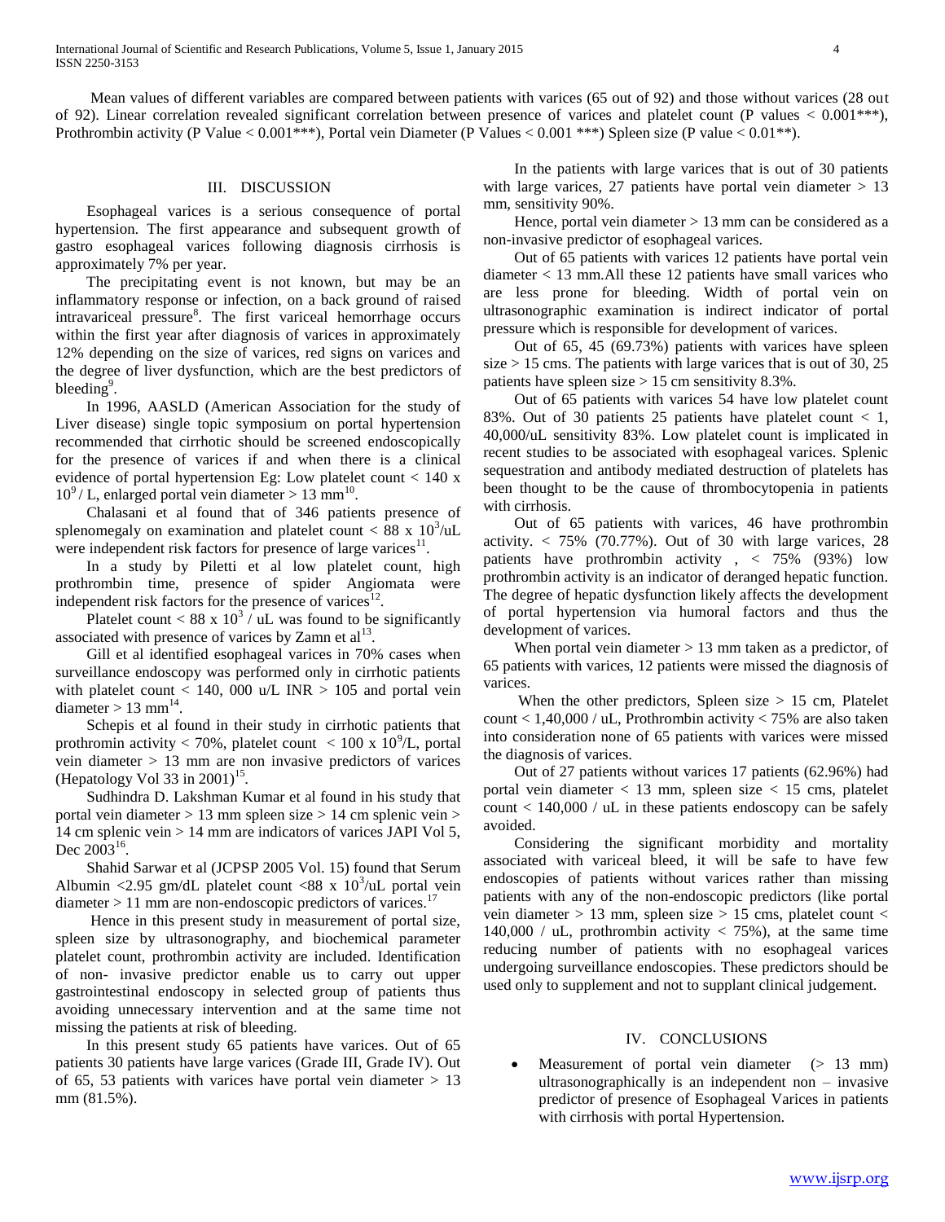Mean values of different variables are compared between patients with varices (65 out of 92) and those without varices (28 out of 92). Linear correlation revealed significant correlation between presence of varices and platelet count (P values < 0.001***), Prothrombin activity (P Value < 0.001***), Portal vein Diameter (P Values < 0.001 ***) Spleen size (P value < 0.01**).

## III. DISCUSSION

Esophageal varices is a serious consequence of portal hypertension. The first appearance and subsequent growth of gastro esophageal varices following diagnosis cirrhosis is approximately 7% per year.

The precipitating event is not known, but may be an inflammatory response or infection, on a back ground of raised intravariceal pressure[8]. The first variceal hemorrhage occurs within the first year after diagnosis of varices in approximately 12% depending on the size of varices, red signs on varices and the degree of liver dysfunction, which are the best predictors of bleeding[9].

In 1996, AASLD (American Association for the study of Liver disease) single topic symposium on portal hypertension recommended that cirrhotic should be screened endoscopically for the presence of varices if and when there is a clinical evidence of portal hypertension Eg: Low platelet count < 140 x $10^9$ / L, enlarged portal vein diameter > 13 mm[10].

Chalasani et al found that of 346 patients presence of splenomegaly on examination and platelet count < 88 x $10^3$/uL were independent risk factors for presence of large varices[11].

In a study by Piletti et al low platelet count, high prothrombin time, presence of spider Angiomata were independent risk factors for the presence of varices[12].

Platelet count < 88 x $10^3$ / uL was found to be significantly associated with presence of varices by Zamn et al[13].

Gill et al identified esophageal varices in 70% cases when surveillance endoscopy was performed only in cirrhotic patients with platelet count < 140, 000 u/L INR > 105 and portal vein diameter > 13 mm[14].

Schepis et al found in their study in cirrhotic patients that prothromin activity < 70%, platelet count < 100 x $10^9$/L, portal vein diameter > 13 mm are non invasive predictors of varices (Hepatology Vol 33 in 2001)[15].

Sudhindra D. Lakshman Kumar et al found in his study that portal vein diameter > 13 mm spleen size > 14 cm splenic vein > 14 cm splenic vein > 14 mm are indicators of varices JAPI Vol 5, Dec 2003[16].

Shahid Sarwar et al (JCPSP 2005 Vol. 15) found that Serum Albumin <2.95 gm/dL platelet count <88 x $10^3$/uL portal vein diameter > 11 mm are non-endoscopic predictors of varices.[17]

Hence in this present study in measurement of portal size, spleen size by ultrasonography, and biochemical parameter platelet count, prothrombin activity are included. Identification of non- invasive predictor enable us to carry out upper gastrointestinal endoscopy in selected group of patients thus avoiding unnecessary intervention and at the same time not missing the patients at risk of bleeding.

In this present study 65 patients have varices. Out of 65 patients 30 patients have large varices (Grade III, Grade IV). Out of 65, 53 patients with varices have portal vein diameter > 13 mm (81.5%).

In the patients with large varices that is out of 30 patients with large varices, 27 patients have portal vein diameter > 13 mm, sensitivity 90%.

Hence, portal vein diameter > 13 mm can be considered as a non-invasive predictor of esophageal varices.

Out of 65 patients with varices 12 patients have portal vein diameter < 13 mm.All these 12 patients have small varices who are less prone for bleeding. Width of portal vein on ultrasonographic examination is indirect indicator of portal pressure which is responsible for development of varices.

Out of 65, 45 (69.73%) patients with varices have spleen size > 15 cms. The patients with large varices that is out of 30, 25 patients have spleen size > 15 cm sensitivity 8.3%.

Out of 65 patients with varices 54 have low platelet count 83%. Out of 30 patients 25 patients have platelet count < 1, 40,000/uL sensitivity 83%. Low platelet count is implicated in recent studies to be associated with esophageal varices. Splenic sequestration and antibody mediated destruction of platelets has been thought to be the cause of thrombocytopenia in patients with cirrhosis.

Out of 65 patients with varices, 46 have prothrombin activity. < 75% (70.77%). Out of 30 with large varices, 28 patients have prothrombin activity , < 75% (93%) low prothrombin activity is an indicator of deranged hepatic function. The degree of hepatic dysfunction likely affects the development of portal hypertension via humoral factors and thus the development of varices.

When portal vein diameter > 13 mm taken as a predictor, of 65 patients with varices, 12 patients were missed the diagnosis of varices.

When the other predictors, Spleen size > 15 cm, Platelet count < 1,40,000 / uL, Prothrombin activity < 75% are also taken into consideration none of 65 patients with varices were missed the diagnosis of varices.

Out of 27 patients without varices 17 patients (62.96%) had portal vein diameter < 13 mm, spleen size < 15 cms, platelet count < 140,000 / uL in these patients endoscopy can be safely avoided.

Considering the significant morbidity and mortality associated with variceal bleed, it will be safe to have few endoscopies of patients without varices rather than missing patients with any of the non-endoscopic predictors (like portal vein diameter > 13 mm, spleen size > 15 cms, platelet count < 140,000 / uL, prothrombin activity < 75%), at the same time reducing number of patients with no esophageal varices undergoing surveillance endoscopies. These predictors should be used only to supplement and not to supplant clinical judgement.

## IV. CONCLUSIONS

- Measurement of portal vein diameter (> 13 mm) ultrasonographically is an independent non – invasive predictor of presence of Esophageal Varices in patients with cirrhosis with portal Hypertension.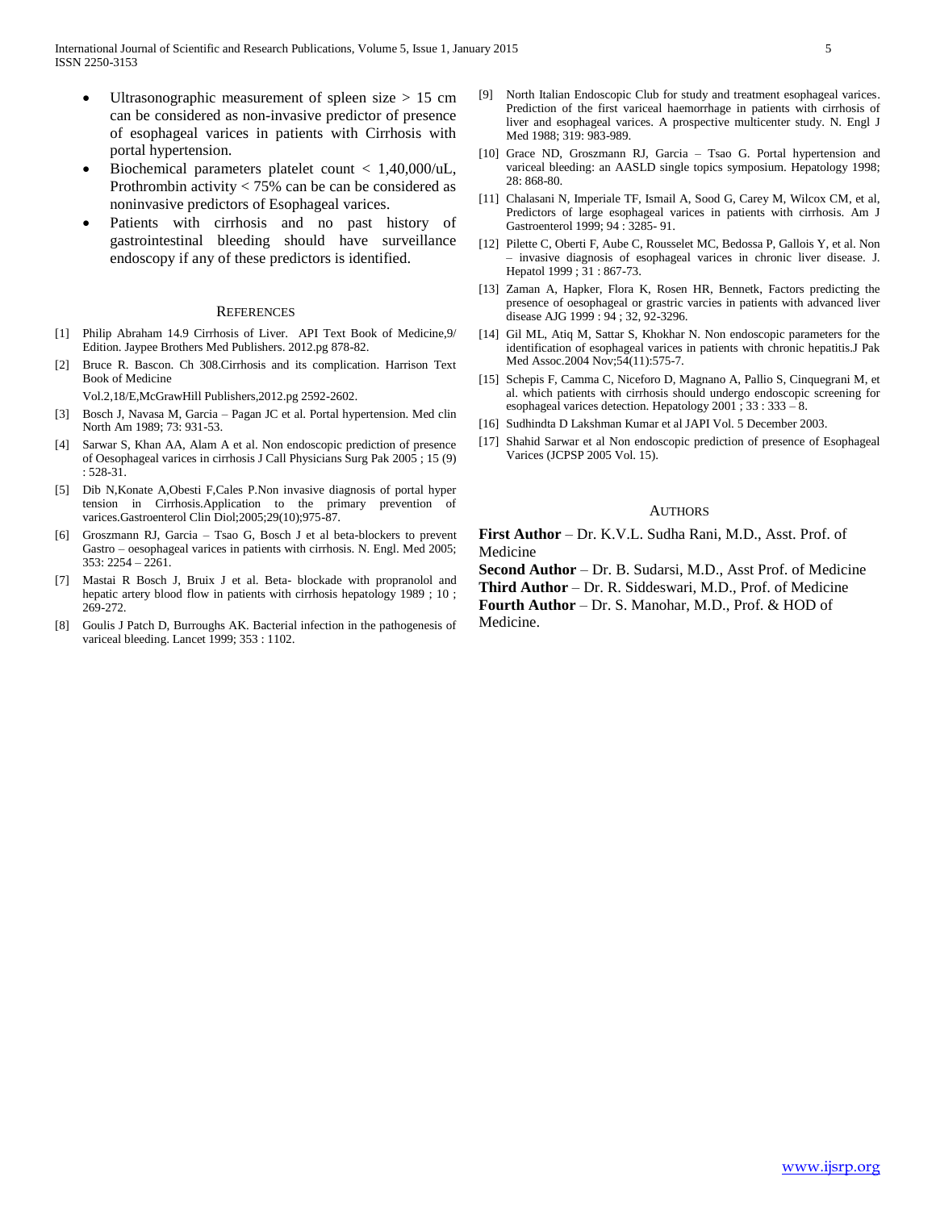- Ultrasonographic measurement of spleen size > 15 cm can be considered as non-invasive predictor of presence of esophageal varices in patients with Cirrhosis with portal hypertension.
- Biochemical parameters platelet count < 1,40,000/uL, Prothrombin activity < 75% can be can be considered as noninvasive predictors of Esophageal varices.
- Patients with cirrhosis and no past history of gastrointestinal bleeding should have surveillance endoscopy if any of these predictors is identified.

## References

[1] Philip Abraham 14.9 Cirrhosis of Liver. API Text Book of Medicine,9/ Edition. Jaypee Brothers Med Publishers. 2012.pg 878-82.

[2] Bruce R. Bascon. Ch 308.Cirrhosis and its complication. Harrison Text Book of Medicine Vol.2,18/E,McGrawHill Publishers,2012.pg 2592-2602.

[3] Bosch J, Navasa M, Garcia – Pagan JC et al. Portal hypertension. Med clin North Am 1989; 73: 931-53.

[4] Sarwar S, Khan AA, Alam A et al. Non endoscopic prediction of presence of Oesophageal varices in cirrhosis J Call Physicians Surg Pak 2005 ; 15 (9) : 528-31.

[5] Dib N,Konate A,Obesti F,Cales P.Non invasive diagnosis of portal hyper tension in Cirrhosis.Application to the primary prevention of varices.Gastroenterol Clin Diol;2005;29(10);975-87.

[6] Groszmann RJ, Garcia – Tsao G, Bosch J et al beta-blockers to prevent Gastro – oesophageal varices in patients with cirrhosis. N. Engl. Med 2005; 353: 2254 – 2261.

[7] Mastai R Bosch J, Bruix J et al. Beta- blockade with propranolol and hepatic artery blood flow in patients with cirrhosis hepatology 1989 ; 10 ; 269-272.

[8] Goulis J Patch D, Burroughs AK. Bacterial infection in the pathogenesis of variceal bleeding. Lancet 1999; 353 : 1102.

[9] North Italian Endoscopic Club for study and treatment esophageal varices. Prediction of the first variceal haemorrhage in patients with cirrhosis of liver and esophageal varices. A prospective multicenter study. N. Engl J Med 1988; 319: 983-989.

[10] Grace ND, Groszmann RJ, Garcia – Tsao G. Portal hypertension and variceal bleeding: an AASLD single topics symposium. Hepatology 1998; 28: 868-80.

[11] Chalasani N, Imperiale TF, Ismail A, Sood G, Carey M, Wilcox CM, et al, Predictors of large esophageal varices in patients with cirrhosis. Am J Gastroenterol 1999; 94 : 3285- 91.

[12] Pilette C, Oberti F, Aube C, Rousselet MC, Bedossa P, Gallois Y, et al. Non – invasive diagnosis of esophageal varices in chronic liver disease. J. Hepatol 1999 ; 31 : 867-73.

[13] Zaman A, Hapker, Flora K, Rosen HR, Bennetk, Factors predicting the presence of oesophageal or grastric varcies in patients with advanced liver disease AJG 1999 : 94 ; 32, 92-3296.

[14] Gil ML, Atiq M, Sattar S, Khokhar N. Non endoscopic parameters for the identification of esophageal varices in patients with chronic hepatitis.J Pak Med Assoc.2004 Nov;54(11):575-7.

[15] Schepis F, Camma C, Niceforo D, Magnano A, Pallio S, Cinquegrani M, et al. which patients with cirrhosis should undergo endoscopic screening for esophageal varices detection. Hepatology 2001 ; 33 : 333 – 8.

[16] Sudhindta D Lakshman Kumar et al JAPI Vol. 5 December 2003.

[17] Shahid Sarwar et al Non endoscopic prediction of presence of Esophageal Varices (JCPSP 2005 Vol. 15).

## Authors

**First Author** – Dr. K.V.L. Sudha Rani, M.D., Asst. Prof. of Medicine

**Second Author** – Dr. B. Sudarsi, M.D., Asst Prof. of Medicine

**Third Author** – Dr. R. Siddeswari, M.D., Prof. of Medicine

**Fourth Author** – Dr. S. Manohar, M.D., Prof. & HOD of Medicine.